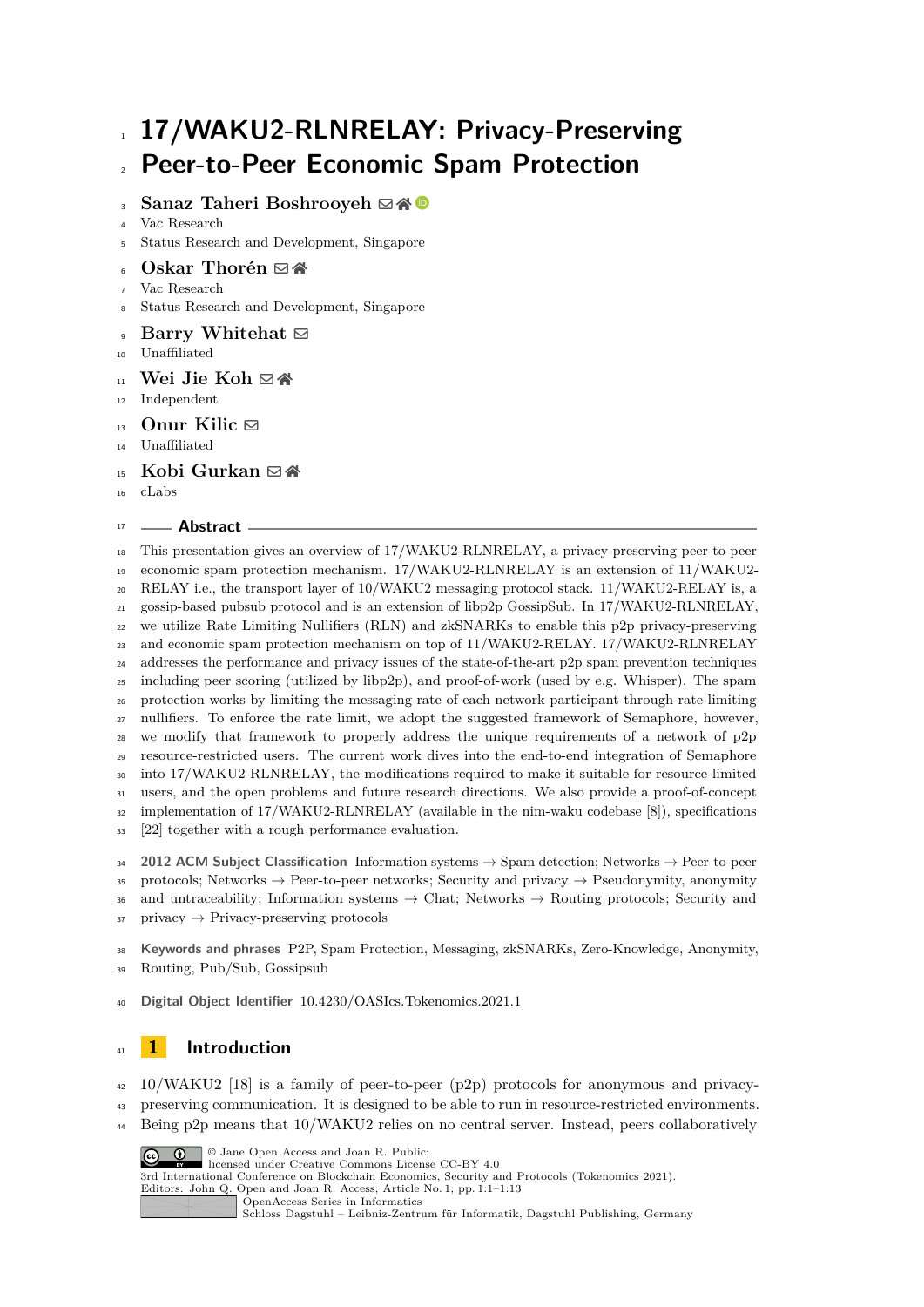# 17/WAKU2-RLNRELAY: Privacy-Preserving Peer-to-Peer Economic Spam Protection

**Sanaz Taheri Boshrooyeh**
Vac Research
Status Research and Development, Singapore

**Oskar Thorén**
Vac Research
Status Research and Development, Singapore

**Barry Whitehat**
Unaffiliated

**Wei Jie Koh**
Independent

**Onur Kilic**
Unaffiliated

**Kobi Gurkan**
cLabs

## Abstract

This presentation gives an overview of 17/WAKU2-RLNRELAY, a privacy-preserving peer-to-peer economic spam protection mechanism. 17/WAKU2-RLNRELAY is an extension of 11/WAKU2-RELAY i.e., the transport layer of 10/WAKU2 messaging protocol stack. 11/WAKU2-RELAY is, a gossip-based pubsub protocol and is an extension of libp2p GossipSub. In 17/WAKU2-RLNRELAY, we utilize Rate Limiting Nullifiers (RLN) and zkSNARKs to enable this p2p privacy-preserving and economic spam protection mechanism on top of 11/WAKU2-RELAY. 17/WAKU2-RLNRELAY addresses the performance and privacy issues of the state-of-the-art p2p spam prevention techniques including peer scoring (utilized by libp2p), and proof-of-work (used by e.g. Whisper). The spam protection works by limiting the messaging rate of each network participant through rate-limiting nullifiers. To enforce the rate limit, we adopt the suggested framework of Semaphore, however, we modify that framework to properly address the unique requirements of a network of p2p resource-restricted users. The current work dives into the end-to-end integration of Semaphore into 17/WAKU2-RLNRELAY, the modifications required to make it suitable for resource-limited users, and the open problems and future research directions. We also provide a proof-of-concept implementation of 17/WAKU2-RLNRELAY (available in the nim-waku codebase [8]), specifications [22] together with a rough performance evaluation.

**2012 ACM Subject Classification** Information systems → Spam detection; Networks → Peer-to-peer protocols; Networks → Peer-to-peer networks; Security and privacy → Pseudonymity, anonymity and untraceability; Information systems → Chat; Networks → Routing protocols; Security and privacy → Privacy-preserving protocols

**Keywords and phrases** P2P, Spam Protection, Messaging, zkSNARKs, Zero-Knowledge, Anonymity, Routing, Pub/Sub, Gossipsub

**Digital Object Identifier** 10.4230/OASIcs.Tokenomics.2021.1

## 1 Introduction

10/WAKU2 [18] is a family of peer-to-peer (p2p) protocols for anonymous and privacy-preserving communication. It is designed to be able to run in resource-restricted environments. Being p2p means that 10/WAKU2 relies on no central server. Instead, peers collaboratively

© Jane Open Access and Joan R. Public;
licensed under Creative Commons License CC-BY 4.0
3rd International Conference on Blockchain Economics, Security and Protocols (Tokenomics 2021).
Editors: John Q. Open and Joan R. Access; Article No. 1; pp. 1:1–1:13
OpenAccess Series in Informatics
Schloss Dagstuhl – Leibniz-Zentrum für Informatik, Dagstuhl Publishing, Germany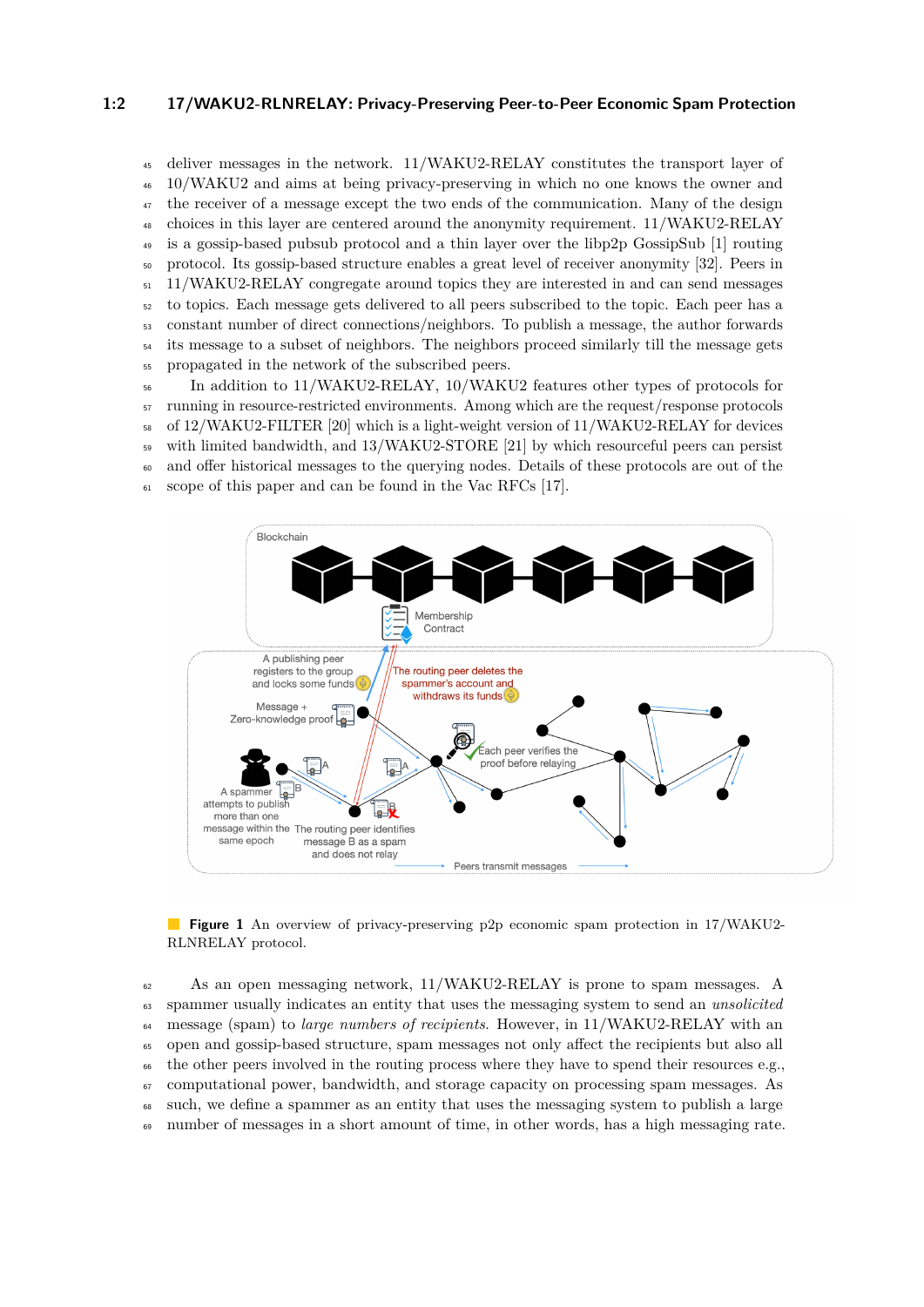deliver messages in the network. 11/WAKU2-RELAY constitutes the transport layer of 10/WAKU2 and aims at being privacy-preserving in which no one knows the owner and the receiver of a message except the two ends of the communication. Many of the design choices in this layer are centered around the anonymity requirement. 11/WAKU2-RELAY is a gossip-based pubsub protocol and a thin layer over the libp2p GossipSub [1] routing protocol. Its gossip-based structure enables a great level of receiver anonymity [32]. Peers in 11/WAKU2-RELAY congregate around topics they are interested in and can send messages to topics. Each message gets delivered to all peers subscribed to the topic. Each peer has a constant number of direct connections/neighbors. To publish a message, the author forwards its message to a subset of neighbors. The neighbors proceed similarly till the message gets propagated in the network of the subscribed peers.

In addition to 11/WAKU2-RELAY, 10/WAKU2 features other types of protocols for running in resource-restricted environments. Among which are the request/response protocols of 12/WAKU2-FILTER [20] which is a light-weight version of 11/WAKU2-RELAY for devices with limited bandwidth, and 13/WAKU2-STORE [21] by which resourceful peers can persist and offer historical messages to the querying nodes. Details of these protocols are out of the scope of this paper and can be found in the Vac RFCs [17].

**Figure 1** An overview of privacy-preserving p2p economic spam protection in 17/WAKU2-RLNRELAY protocol.

As an open messaging network, 11/WAKU2-RELAY is prone to spam messages. A spammer usually indicates an entity that uses the messaging system to send an *unsolicited* message (spam) to *large numbers of recipients*. However, in 11/WAKU2-RELAY with an open and gossip-based structure, spam messages not only affect the recipients but also all the other peers involved in the routing process where they have to spend their resources e.g., computational power, bandwidth, and storage capacity on processing spam messages. As such, we define a spammer as an entity that uses the messaging system to publish a large number of messages in a short amount of time, in other words, has a high messaging rate.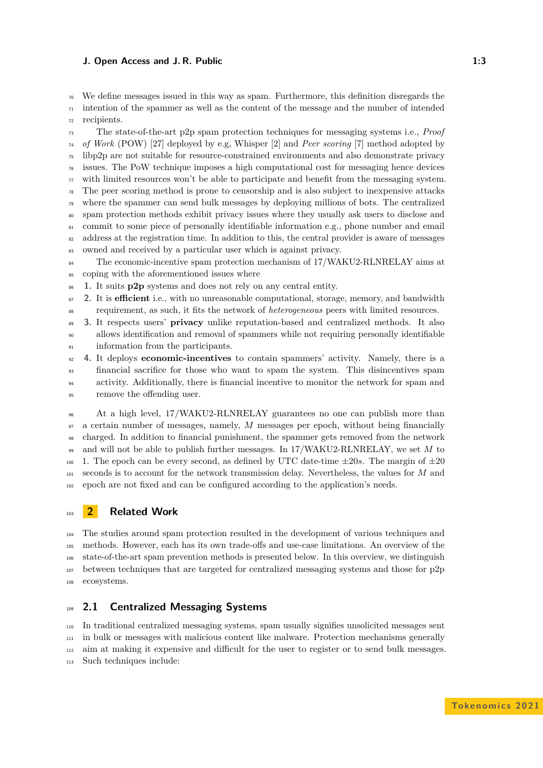We define messages issued in this way as spam. Furthermore, this definition disregards the intention of the spammer as well as the content of the message and the number of intended recipients.

The state-of-the-art p2p spam protection techniques for messaging systems i.e., *Proof of Work* (POW) [27] deployed by e.g, Whisper [2] and *Peer scoring* [7] method adopted by libp2p are not suitable for resource-constrained environments and also demonstrate privacy issues. The PoW technique imposes a high computational cost for messaging hence devices with limited resources won't be able to participate and benefit from the messaging system. The peer scoring method is prone to censorship and is also subject to inexpensive attacks where the spammer can send bulk messages by deploying millions of bots. The centralized spam protection methods exhibit privacy issues where they usually ask users to disclose and commit to some piece of personally identifiable information e.g., phone number and email address at the registration time. In addition to this, the central provider is aware of messages owned and received by a particular user which is against privacy.

The economic-incentive spam protection mechanism of 17/WAKU2-RLNRELAY aims at coping with the aforementioned issues where

1. It suits **p2p** systems and does not rely on any central entity.
2. It is **efficient** i.e., with no unreasonable computational, storage, memory, and bandwidth requirement, as such, it fits the network of *heterogeneous* peers with limited resources.
3. It respects users' **privacy** unlike reputation-based and centralized methods. It also allows identification and removal of spammers while not requiring personally identifiable information from the participants.
4. It deploys **economic-incentives** to contain spammers' activity. Namely, there is a financial sacrifice for those who want to spam the system. This disincentives spam activity. Additionally, there is financial incentive to monitor the network for spam and remove the offending user.

At a high level, 17/WAKU2-RLNRELAY guarantees no one can publish more than a certain number of messages, namely, $M$ messages per epoch, without being financially charged. In addition to financial punishment, the spammer gets removed from the network and will not be able to publish further messages. In 17/WAKU2-RLNRELAY, we set $M$ to 1. The epoch can be every second, as defined by UTC date-time $\pm 20s$. The margin of $\pm 20$ seconds is to account for the network transmission delay. Nevertheless, the values for $M$ and epoch are not fixed and can be configured according to the application's needs.

## 2 Related Work

The studies around spam protection resulted in the development of various techniques and methods. However, each has its own trade-offs and use-case limitations. An overview of the state-of-the-art spam prevention methods is presented below. In this overview, we distinguish between techniques that are targeted for centralized messaging systems and those for p2p ecosystems.

### 2.1 Centralized Messaging Systems

In traditional centralized messaging systems, spam usually signifies unsolicited messages sent in bulk or messages with malicious content like malware. Protection mechanisms generally aim at making it expensive and difficult for the user to register or to send bulk messages. Such techniques include: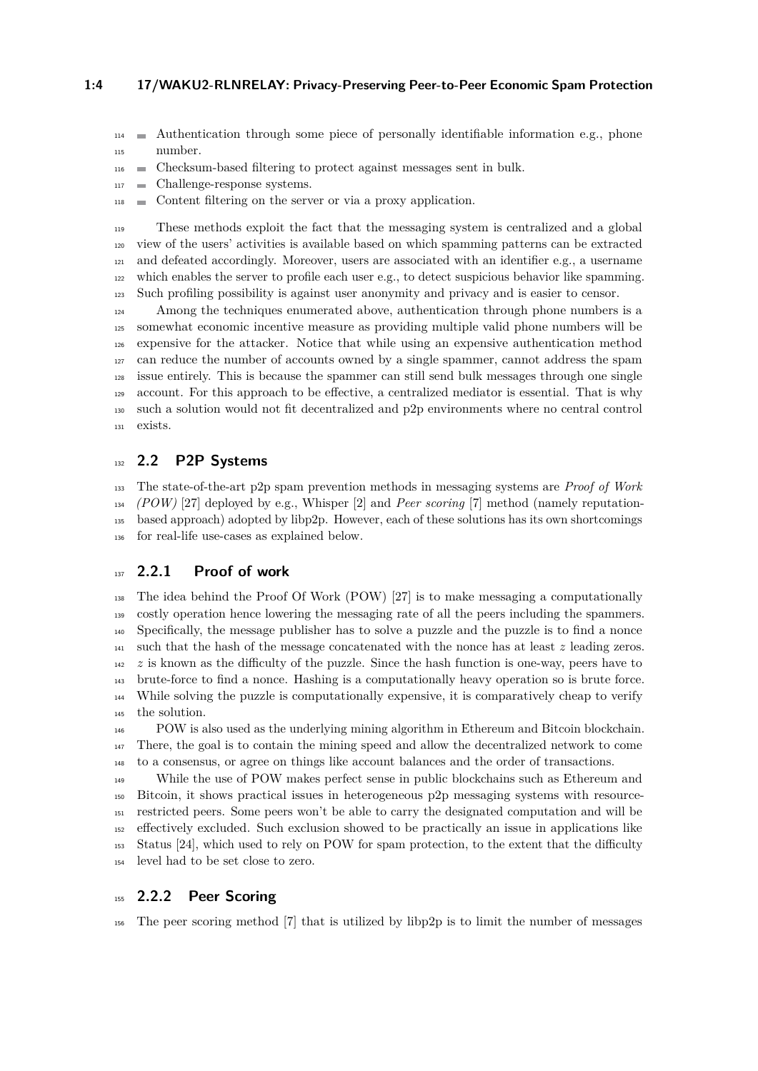- Authentication through some piece of personally identifiable information e.g., phone number.
- Checksum-based filtering to protect against messages sent in bulk.
- Challenge-response systems.
- Content filtering on the server or via a proxy application.

These methods exploit the fact that the messaging system is centralized and a global view of the users' activities is available based on which spamming patterns can be extracted and defeated accordingly. Moreover, users are associated with an identifier e.g., a username which enables the server to profile each user e.g., to detect suspicious behavior like spamming. Such profiling possibility is against user anonymity and privacy and is easier to censor.

Among the techniques enumerated above, authentication through phone numbers is a somewhat economic incentive measure as providing multiple valid phone numbers will be expensive for the attacker. Notice that while using an expensive authentication method can reduce the number of accounts owned by a single spammer, cannot address the spam issue entirely. This is because the spammer can still send bulk messages through one single account. For this approach to be effective, a centralized mediator is essential. That is why such a solution would not fit decentralized and p2p environments where no central control exists.

## 2.2 P2P Systems

The state-of-the-art p2p spam prevention methods in messaging systems are *Proof of Work (POW)* [27] deployed by e.g., Whisper [2] and *Peer scoring* [7] method (namely reputation-based approach) adopted by libp2p. However, each of these solutions has its own shortcomings for real-life use-cases as explained below.

### 2.2.1 Proof of work

The idea behind the Proof Of Work (POW) [27] is to make messaging a computationally costly operation hence lowering the messaging rate of all the peers including the spammers. Specifically, the message publisher has to solve a puzzle and the puzzle is to find a nonce such that the hash of the message concatenated with the nonce has at least $z$ leading zeros. $z$ is known as the difficulty of the puzzle. Since the hash function is one-way, peers have to brute-force to find a nonce. Hashing is a computationally heavy operation so is brute force. While solving the puzzle is computationally expensive, it is comparatively cheap to verify the solution.

POW is also used as the underlying mining algorithm in Ethereum and Bitcoin blockchain. There, the goal is to contain the mining speed and allow the decentralized network to come to a consensus, or agree on things like account balances and the order of transactions.

While the use of POW makes perfect sense in public blockchains such as Ethereum and Bitcoin, it shows practical issues in heterogeneous p2p messaging systems with resource-restricted peers. Some peers won't be able to carry the designated computation and will be effectively excluded. Such exclusion showed to be practically an issue in applications like Status [24], which used to rely on POW for spam protection, to the extent that the difficulty level had to be set close to zero.

### 2.2.2 Peer Scoring

The peer scoring method [7] that is utilized by libp2p is to limit the number of messages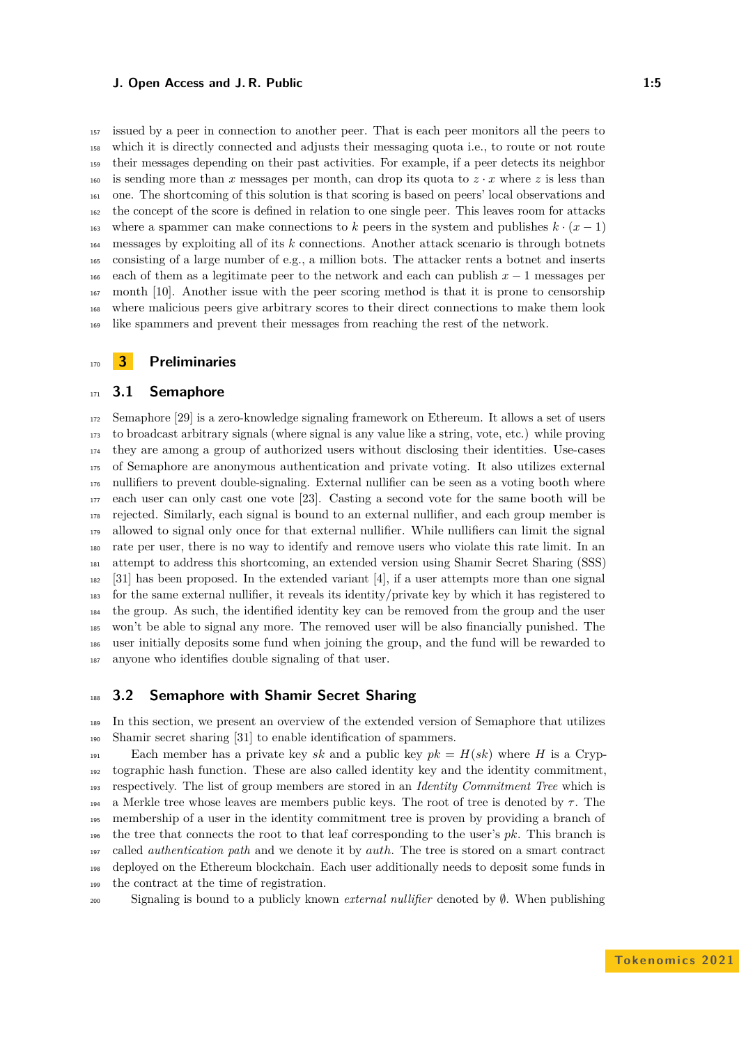issued by a peer in connection to another peer. That is each peer monitors all the peers to which it is directly connected and adjusts their messaging quota i.e., to route or not route their messages depending on their past activities. For example, if a peer detects its neighbor is sending more than $x$ messages per month, can drop its quota to $z \cdot x$ where $z$ is less than one. The shortcoming of this solution is that scoring is based on peers' local observations and the concept of the score is defined in relation to one single peer. This leaves room for attacks where a spammer can make connections to $k$ peers in the system and publishes $k \cdot (x-1)$ messages by exploiting all of its $k$ connections. Another attack scenario is through botnets consisting of a large number of e.g., a million bots. The attacker rents a botnet and inserts each of them as a legitimate peer to the network and each can publish $x-1$ messages per month [10]. Another issue with the peer scoring method is that it is prone to censorship where malicious peers give arbitrary scores to their direct connections to make them look like spammers and prevent their messages from reaching the rest of the network.

# 3 Preliminaries

## 3.1 Semaphore

Semaphore [29] is a zero-knowledge signaling framework on Ethereum. It allows a set of users to broadcast arbitrary signals (where signal is any value like a string, vote, etc.) while proving they are among a group of authorized users without disclosing their identities. Use-cases of Semaphore are anonymous authentication and private voting. It also utilizes external nullifiers to prevent double-signaling. External nullifier can be seen as a voting booth where each user can only cast one vote [23]. Casting a second vote for the same booth will be rejected. Similarly, each signal is bound to an external nullifier, and each group member is allowed to signal only once for that external nullifier. While nullifiers can limit the signal rate per user, there is no way to identify and remove users who violate this rate limit. In an attempt to address this shortcoming, an extended version using Shamir Secret Sharing (SSS) [31] has been proposed. In the extended variant [4], if a user attempts more than one signal for the same external nullifier, it reveals its identity/private key by which it has registered to the group. As such, the identified identity key can be removed from the group and the user won't be able to signal any more. The removed user will be also financially punished. The user initially deposits some fund when joining the group, and the fund will be rewarded to anyone who identifies double signaling of that user.

## 3.2 Semaphore with Shamir Secret Sharing

In this section, we present an overview of the extended version of Semaphore that utilizes Shamir secret sharing [31] to enable identification of spammers.

Each member has a private key $sk$ and a public key $pk = H(sk)$ where $H$ is a Cryptographic hash function. These are also called identity key and the identity commitment, respectively. The list of group members are stored in an *Identity Commitment Tree* which is a Merkle tree whose leaves are members public keys. The root of tree is denoted by $\tau$. The membership of a user in the identity commitment tree is proven by providing a branch of the tree that connects the root to that leaf corresponding to the user's $pk$. This branch is called *authentication path* and we denote it by *auth*. The tree is stored on a smart contract deployed on the Ethereum blockchain. Each user additionally needs to deposit some funds in the contract at the time of registration.

Signaling is bound to a publicly known *external nullifier* denoted by $\emptyset$. When publishing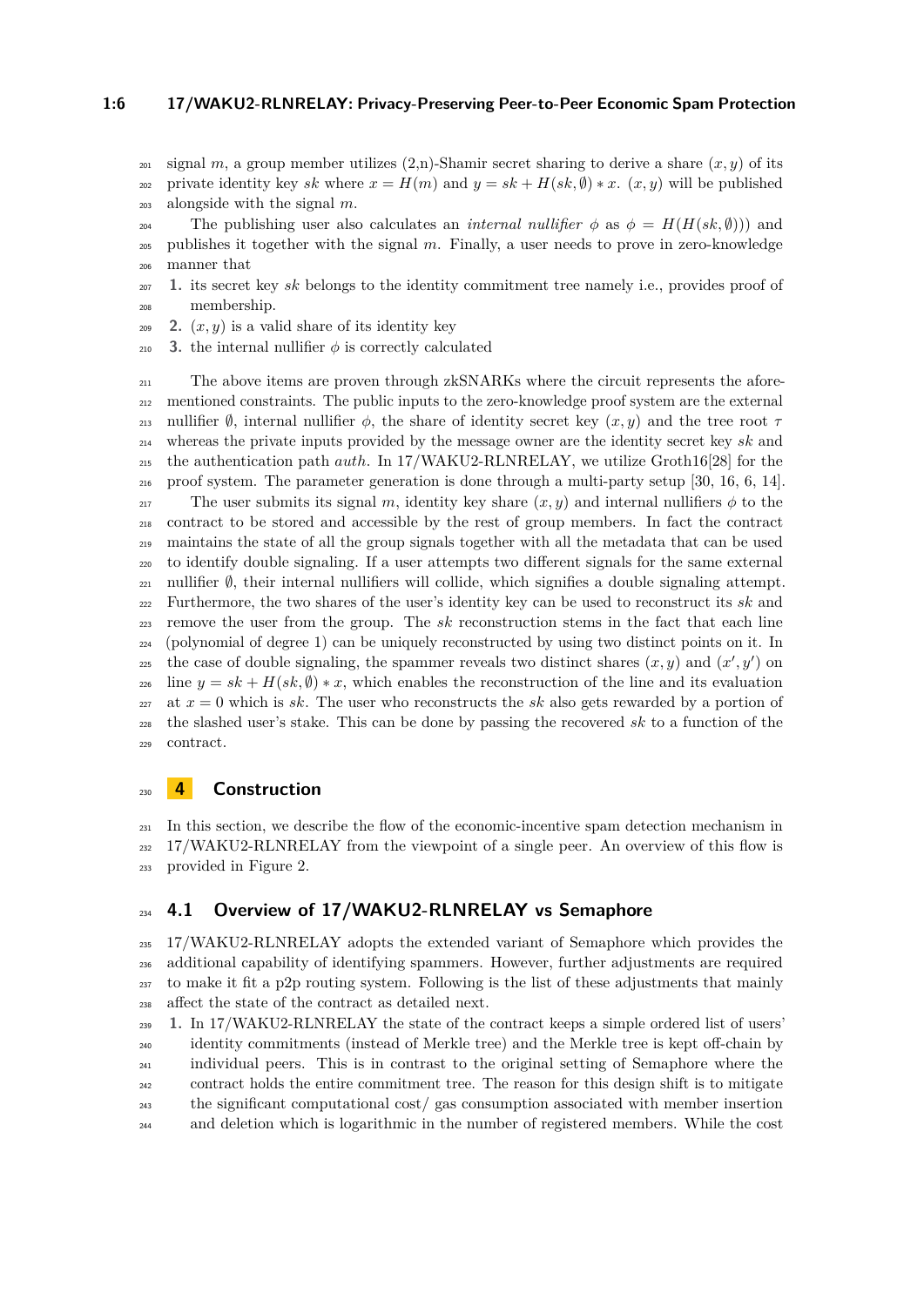signal $m$, a group member utilizes (2,n)-Shamir secret sharing to derive a share $(x, y)$ of its private identity key $sk$ where $x = H(m)$ and $y = sk + H(sk, \emptyset) * x$. $(x, y)$ will be published alongside with the signal $m$.

The publishing user also calculates an *internal nullifier* $\phi$ as $\phi = H(H(sk, \emptyset)))$ and publishes it together with the signal $m$. Finally, a user needs to prove in zero-knowledge manner that

1. its secret key $sk$ belongs to the identity commitment tree namely i.e., provides proof of membership.
2. $(x, y)$ is a valid share of its identity key
3. the internal nullifier $\phi$ is correctly calculated

The above items are proven through zkSNARKs where the circuit represents the aforementioned constraints. The public inputs to the zero-knowledge proof system are the external nullifier $\emptyset$, internal nullifier $\phi$, the share of identity secret key $(x, y)$ and the tree root $\tau$ whereas the private inputs provided by the message owner are the identity secret key $sk$ and the authentication path *auth*. In 17/WAKU2-RLNRELAY, we utilize Groth16[28] for the proof system. The parameter generation is done through a multi-party setup [30, 16, 6, 14].

The user submits its signal $m$, identity key share $(x, y)$ and internal nullifiers $\phi$ to the contract to be stored and accessible by the rest of group members. In fact the contract maintains the state of all the group signals together with all the metadata that can be used to identify double signaling. If a user attempts two different signals for the same external nullifier $\emptyset$, their internal nullifiers will collide, which signifies a double signaling attempt. Furthermore, the two shares of the user's identity key can be used to reconstruct its $sk$ and remove the user from the group. The $sk$ reconstruction stems in the fact that each line (polynomial of degree 1) can be uniquely reconstructed by using two distinct points on it. In the case of double signaling, the spammer reveals two distinct shares $(x, y)$ and $(x', y')$ on line $y = sk + H(sk, \emptyset) * x$, which enables the reconstruction of the line and its evaluation at $x = 0$ which is $sk$. The user who reconstructs the $sk$ also gets rewarded by a portion of the slashed user's stake. This can be done by passing the recovered $sk$ to a function of the contract.

## 4 Construction

In this section, we describe the flow of the economic-incentive spam detection mechanism in 17/WAKU2-RLNRELAY from the viewpoint of a single peer. An overview of this flow is provided in Figure 2.

### 4.1 Overview of 17/WAKU2-RLNRELAY vs Semaphore

17/WAKU2-RLNRELAY adopts the extended variant of Semaphore which provides the additional capability of identifying spammers. However, further adjustments are required to make it fit a p2p routing system. Following is the list of these adjustments that mainly affect the state of the contract as detailed next.

1. In 17/WAKU2-RLNRELAY the state of the contract keeps a simple ordered list of users' identity commitments (instead of Merkle tree) and the Merkle tree is kept off-chain by individual peers. This is in contrast to the original setting of Semaphore where the contract holds the entire commitment tree. The reason for this design shift is to mitigate the significant computational cost/ gas consumption associated with member insertion and deletion which is logarithmic in the number of registered members. While the cost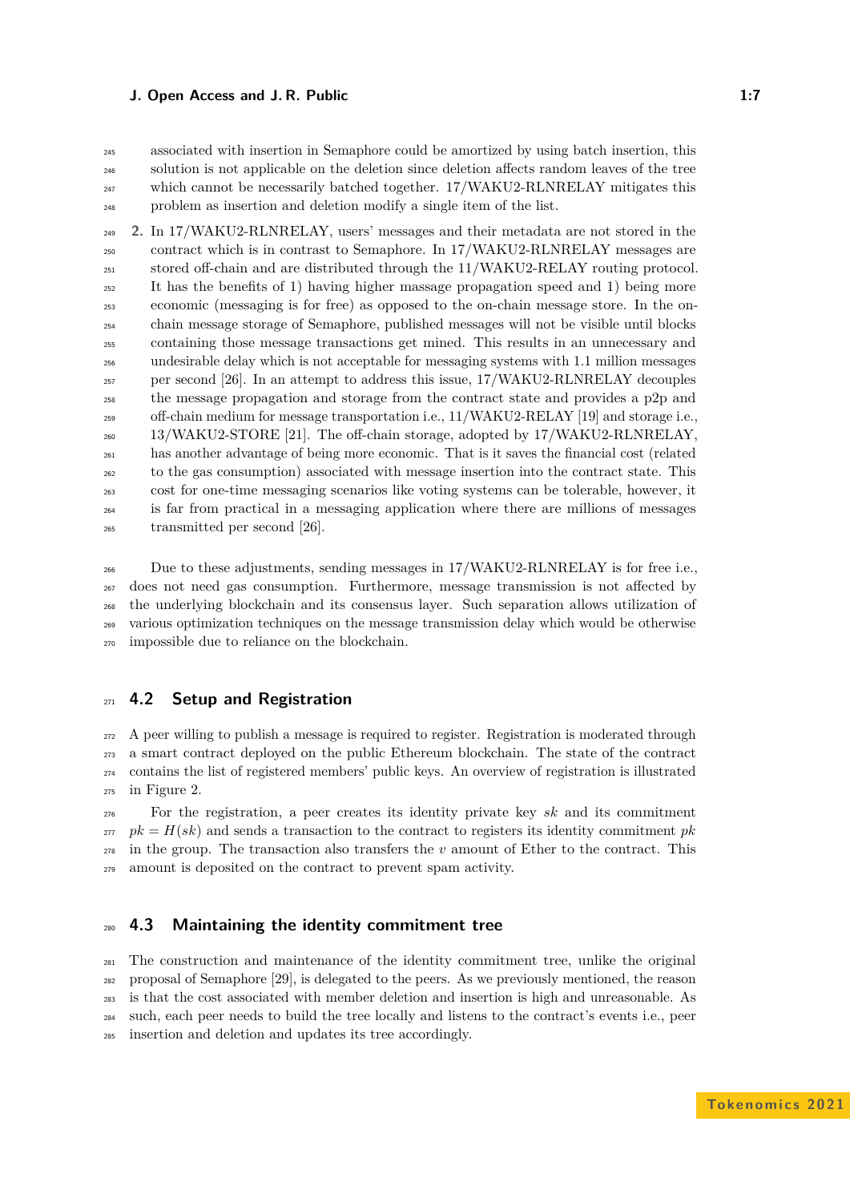associated with insertion in Semaphore could be amortized by using batch insertion, this solution is not applicable on the deletion since deletion affects random leaves of the tree which cannot be necessarily batched together. 17/WAKU2-RLNRELAY mitigates this problem as insertion and deletion modify a single item of the list.

2. In 17/WAKU2-RLNRELAY, users' messages and their metadata are not stored in the contract which is in contrast to Semaphore. In 17/WAKU2-RLNRELAY messages are stored off-chain and are distributed through the 11/WAKU2-RELAY routing protocol. It has the benefits of 1) having higher massage propagation speed and 1) being more economic (messaging is for free) as opposed to the on-chain message store. In the on-chain message storage of Semaphore, published messages will not be visible until blocks containing those message transactions get mined. This results in an unnecessary and undesirable delay which is not acceptable for messaging systems with 1.1 million messages per second [26]. In an attempt to address this issue, 17/WAKU2-RLNRELAY decouples the message propagation and storage from the contract state and provides a p2p and off-chain medium for message transportation i.e., 11/WAKU2-RELAY [19] and storage i.e., 13/WAKU2-STORE [21]. The off-chain storage, adopted by 17/WAKU2-RLNRELAY, has another advantage of being more economic. That is it saves the financial cost (related to the gas consumption) associated with message insertion into the contract state. This cost for one-time messaging scenarios like voting systems can be tolerable, however, it is far from practical in a messaging application where there are millions of messages transmitted per second [26].

Due to these adjustments, sending messages in 17/WAKU2-RLNRELAY is for free i.e., does not need gas consumption. Furthermore, message transmission is not affected by the underlying blockchain and its consensus layer. Such separation allows utilization of various optimization techniques on the message transmission delay which would be otherwise impossible due to reliance on the blockchain.

## 4.2 Setup and Registration

A peer willing to publish a message is required to register. Registration is moderated through a smart contract deployed on the public Ethereum blockchain. The state of the contract contains the list of registered members' public keys. An overview of registration is illustrated in Figure 2.

For the registration, a peer creates its identity private key $sk$ and its commitment $pk = H(sk)$ and sends a transaction to the contract to registers its identity commitment $pk$ in the group. The transaction also transfers the $v$ amount of Ether to the contract. This amount is deposited on the contract to prevent spam activity.

## 4.3 Maintaining the identity commitment tree

The construction and maintenance of the identity commitment tree, unlike the original proposal of Semaphore [29], is delegated to the peers. As we previously mentioned, the reason is that the cost associated with member deletion and insertion is high and unreasonable. As such, each peer needs to build the tree locally and listens to the contract's events i.e., peer insertion and deletion and updates its tree accordingly.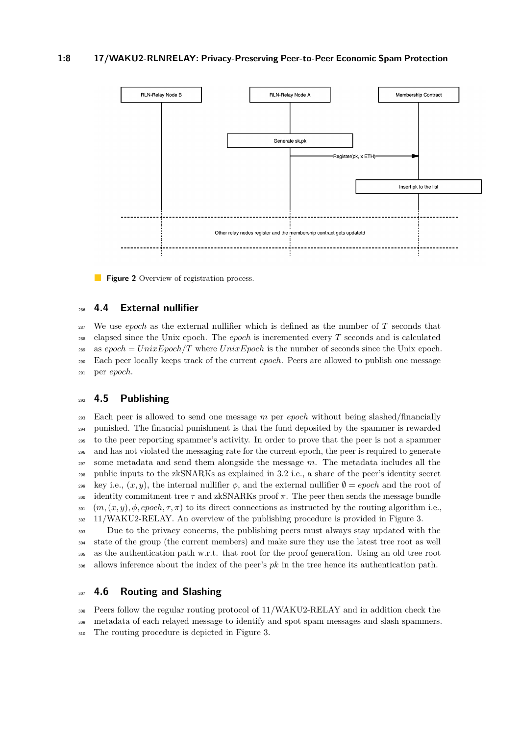**Figure 2** Overview of registration process.

## 4.4 External nullifier

We use *epoch* as the external nullifier which is defined as the number of $T$ seconds that elapsed since the Unix epoch. The *epoch* is incremented every $T$ seconds and is calculated as $epoch = UnixEpoch/T$ where $UnixEpoch$ is the number of seconds since the Unix epoch. Each peer locally keeps track of the current *epoch*. Peers are allowed to publish one message per *epoch*.

## 4.5 Publishing

Each peer is allowed to send one message $m$ per *epoch* without being slashed/financially punished. The financial punishment is that the fund deposited by the spammer is rewarded to the peer reporting spammer's activity. In order to prove that the peer is not a spammer and has not violated the messaging rate for the current epoch, the peer is required to generate some metadata and send them alongside the message $m$. The metadata includes all the public inputs to the zkSNARKs as explained in 3.2 i.e., a share of the peer's identity secret key i.e., $(x, y)$, the internal nullifier $\phi$, and the external nullifier $\emptyset = epoch$ and the root of identity commitment tree $\tau$ and zkSNARKs proof $\pi$. The peer then sends the message bundle $(m, (x, y), \phi, epoch, \tau, \pi)$ to its direct connections as instructed by the routing algorithm i.e., 11/WAKU2-RELAY. An overview of the publishing procedure is provided in Figure 3.

Due to the privacy concerns, the publishing peers must always stay updated with the state of the group (the current members) and make sure they use the latest tree root as well as the authentication path w.r.t. that root for the proof generation. Using an old tree root allows inference about the index of the peer's $pk$ in the tree hence its authentication path.

## 4.6 Routing and Slashing

Peers follow the regular routing protocol of 11/WAKU2-RELAY and in addition check the metadata of each relayed message to identify and spot spam messages and slash spammers. The routing procedure is depicted in Figure 3.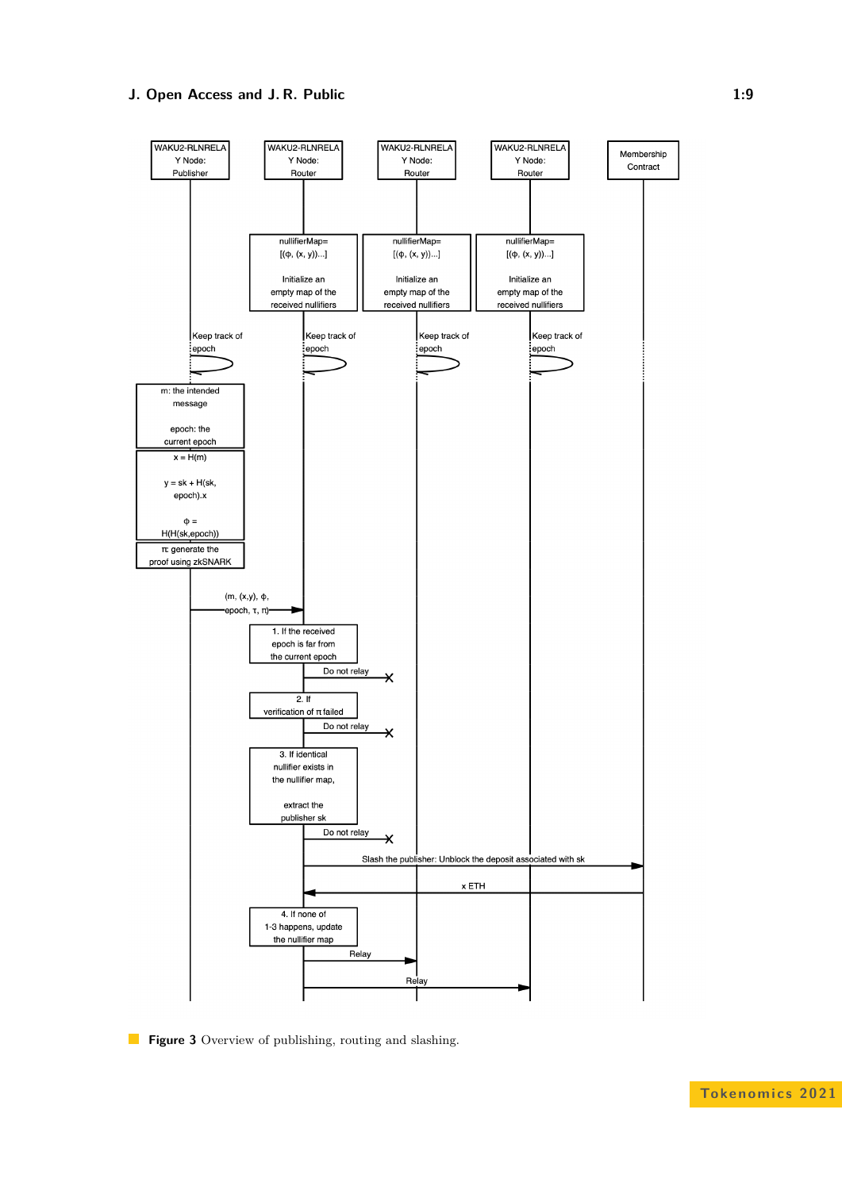**Figure 3** Overview of publishing, routing and slashing.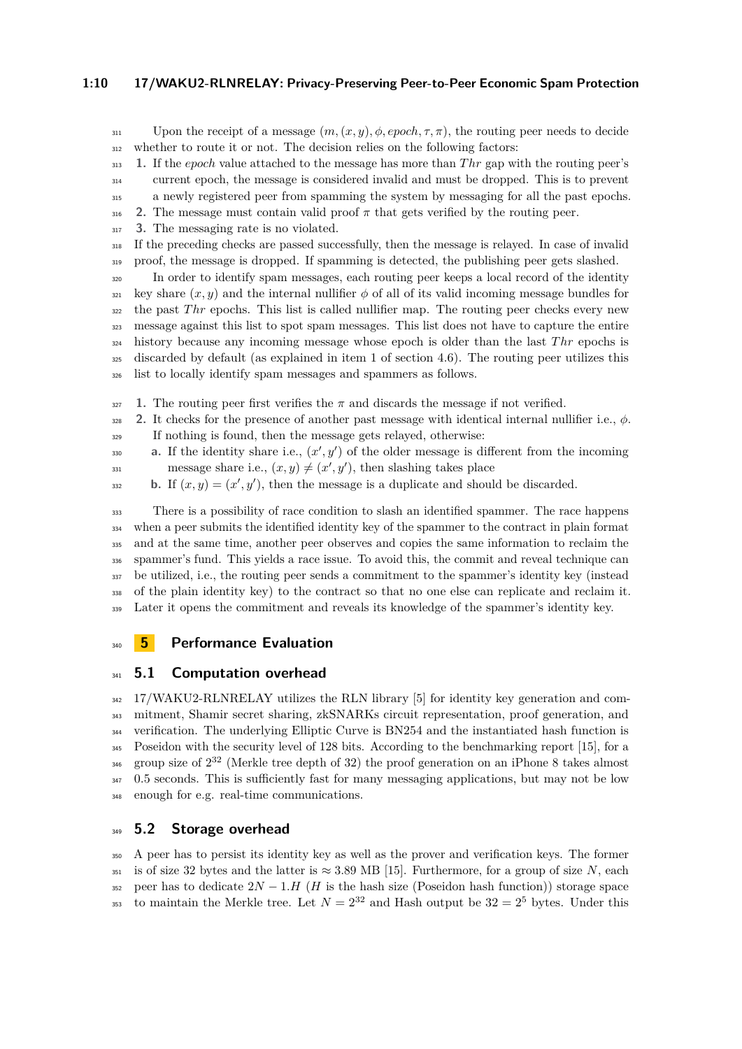Upon the receipt of a message $(m, (x, y), \phi, epoch, \tau, \pi)$, the routing peer needs to decide whether to route it or not. The decision relies on the following factors:

1. If the *epoch* value attached to the message has more than $Thr$ gap with the routing peer's current epoch, the message is considered invalid and must be dropped. This is to prevent a newly registered peer from spamming the system by messaging for all the past epochs.
2. The message must contain valid proof $\pi$ that gets verified by the routing peer.
3. The messaging rate is no violated.

If the preceding checks are passed successfully, then the message is relayed. In case of invalid proof, the message is dropped. If spamming is detected, the publishing peer gets slashed.

In order to identify spam messages, each routing peer keeps a local record of the identity key share $(x, y)$ and the internal nullifier $\phi$ of all of its valid incoming message bundles for the past $Thr$ epochs. This list is called nullifier map. The routing peer checks every new message against this list to spot spam messages. This list does not have to capture the entire history because any incoming message whose epoch is older than the last $Thr$ epochs is discarded by default (as explained in item 1 of section 4.6). The routing peer utilizes this list to locally identify spam messages and spammers as follows.

1. The routing peer first verifies the $\pi$ and discards the message if not verified.
2. It checks for the presence of another past message with identical internal nullifier i.e., $\phi$. If nothing is found, then the message gets relayed, otherwise:
   a. If the identity share i.e., $(x', y')$ of the older message is different from the incoming message share i.e., $(x, y) \neq (x', y')$, then slashing takes place
   b. If $(x, y) = (x', y')$, then the message is a duplicate and should be discarded.

There is a possibility of race condition to slash an identified spammer. The race happens when a peer submits the identified identity key of the spammer to the contract in plain format and at the same time, another peer observes and copies the same information to reclaim the spammer's fund. This yields a race issue. To avoid this, the commit and reveal technique can be utilized, i.e., the routing peer sends a commitment to the spammer's identity key (instead of the plain identity key) to the contract so that no one else can replicate and reclaim it. Later it opens the commitment and reveals its knowledge of the spammer's identity key.

# 5 Performance Evaluation

## 5.1 Computation overhead

17/WAKU2-RLNRELAY utilizes the RLN library [5] for identity key generation and commitment, Shamir secret sharing, zkSNARKs circuit representation, proof generation, and verification. The underlying Elliptic Curve is BN254 and the instantiated hash function is Poseidon with the security level of 128 bits. According to the benchmarking report [15], for a group size of $2^{32}$ (Merkle tree depth of 32) the proof generation on an iPhone 8 takes almost 0.5 seconds. This is sufficiently fast for many messaging applications, but may not be low enough for e.g. real-time communications.

## 5.2 Storage overhead

A peer has to persist its identity key as well as the prover and verification keys. The former is of size 32 bytes and the latter is $\approx 3.89$ MB [15]. Furthermore, for a group of size $N$, each peer has to dedicate $2N - 1.H$ ($H$ is the hash size (Poseidon hash function)) storage space to maintain the Merkle tree. Let $N = 2^{32}$ and Hash output be $32 = 2^5$ bytes. Under this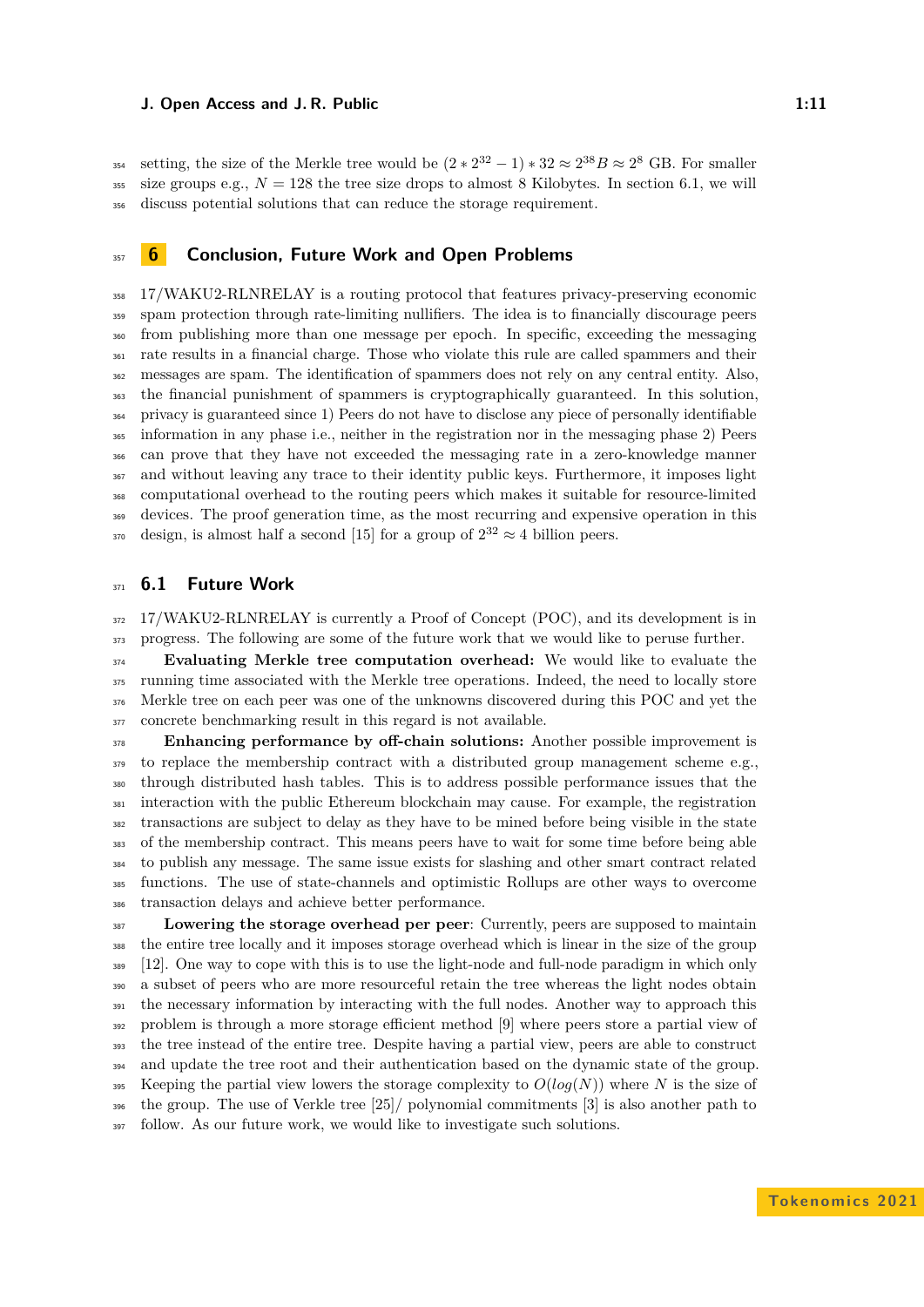setting, the size of the Merkle tree would be $(2 * 2^{32} - 1) * 32 \approx 2^{38}B \approx 2^8$ GB. For smaller size groups e.g., $N = 128$ the tree size drops to almost 8 Kilobytes. In section 6.1, we will discuss potential solutions that can reduce the storage requirement.

# 6 Conclusion, Future Work and Open Problems

17/WAKU2-RLNRELAY is a routing protocol that features privacy-preserving economic spam protection through rate-limiting nullifiers. The idea is to financially discourage peers from publishing more than one message per epoch. In specific, exceeding the messaging rate results in a financial charge. Those who violate this rule are called spammers and their messages are spam. The identification of spammers does not rely on any central entity. Also, the financial punishment of spammers is cryptographically guaranteed. In this solution, privacy is guaranteed since 1) Peers do not have to disclose any piece of personally identifiable information in any phase i.e., neither in the registration nor in the messaging phase 2) Peers can prove that they have not exceeded the messaging rate in a zero-knowledge manner and without leaving any trace to their identity public keys. Furthermore, it imposes light computational overhead to the routing peers which makes it suitable for resource-limited devices. The proof generation time, as the most recurring and expensive operation in this design, is almost half a second [15] for a group of $2^{32} \approx 4$ billion peers.

## 6.1 Future Work

17/WAKU2-RLNRELAY is currently a Proof of Concept (POC), and its development is in progress. The following are some of the future work that we would like to peruse further.

**Evaluating Merkle tree computation overhead:** We would like to evaluate the running time associated with the Merkle tree operations. Indeed, the need to locally store Merkle tree on each peer was one of the unknowns discovered during this POC and yet the concrete benchmarking result in this regard is not available.

**Enhancing performance by off-chain solutions:** Another possible improvement is to replace the membership contract with a distributed group management scheme e.g., through distributed hash tables. This is to address possible performance issues that the interaction with the public Ethereum blockchain may cause. For example, the registration transactions are subject to delay as they have to be mined before being visible in the state of the membership contract. This means peers have to wait for some time before being able to publish any message. The same issue exists for slashing and other smart contract related functions. The use of state-channels and optimistic Rollups are other ways to overcome transaction delays and achieve better performance.

**Lowering the storage overhead per peer**: Currently, peers are supposed to maintain the entire tree locally and it imposes storage overhead which is linear in the size of the group [12]. One way to cope with this is to use the light-node and full-node paradigm in which only a subset of peers who are more resourceful retain the tree whereas the light nodes obtain the necessary information by interacting with the full nodes. Another way to approach this problem is through a more storage efficient method [9] where peers store a partial view of the tree instead of the entire tree. Despite having a partial view, peers are able to construct and update the tree root and their authentication based on the dynamic state of the group. Keeping the partial view lowers the storage complexity to $O(log(N))$ where $N$ is the size of the group. The use of Verkle tree [25]/ polynomial commitments [3] is also another path to follow. As our future work, we would like to investigate such solutions.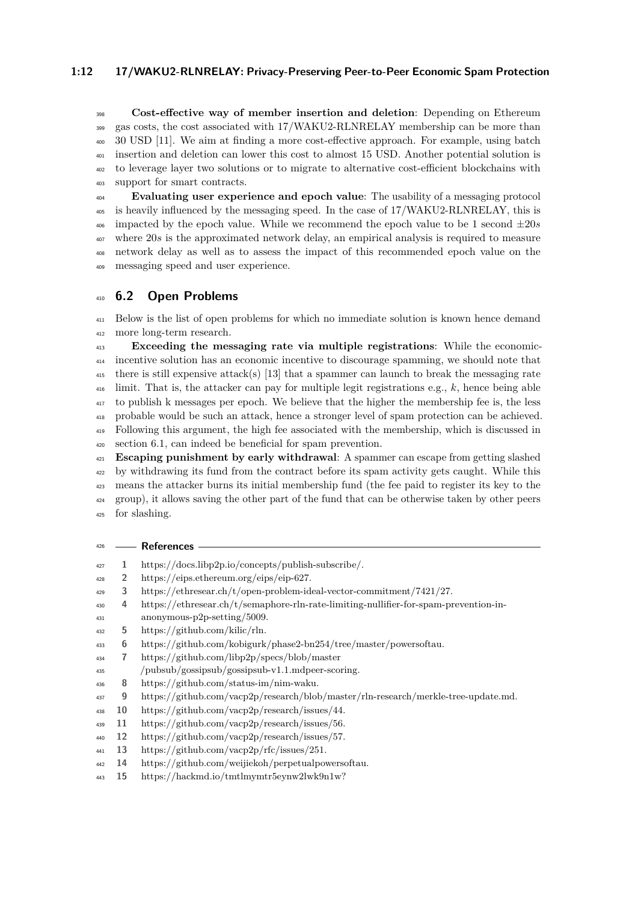**Cost-effective way of member insertion and deletion**: Depending on Ethereum gas costs, the cost associated with 17/WAKU2-RLNRELAY membership can be more than 30 USD [11]. We aim at finding a more cost-effective approach. For example, using batch insertion and deletion can lower this cost to almost 15 USD. Another potential solution is to leverage layer two solutions or to migrate to alternative cost-efficient blockchains with support for smart contracts.

**Evaluating user experience and epoch value**: The usability of a messaging protocol is heavily influenced by the messaging speed. In the case of 17/WAKU2-RLNRELAY, this is impacted by the epoch value. While we recommend the epoch value to be 1 second $\pm 20s$ where $20s$ is the approximated network delay, an empirical analysis is required to measure network delay as well as to assess the impact of this recommended epoch value on the messaging speed and user experience.

## 6.2 Open Problems

Below is the list of open problems for which no immediate solution is known hence demand more long-term research.

**Exceeding the messaging rate via multiple registrations**: While the economic-incentive solution has an economic incentive to discourage spamming, we should note that there is still expensive attack(s) [13] that a spammer can launch to break the messaging rate limit. That is, the attacker can pay for multiple legit registrations e.g., $k$, hence being able to publish k messages per epoch. We believe that the higher the membership fee is, the less probable would be such an attack, hence a stronger level of spam protection can be achieved. Following this argument, the high fee associated with the membership, which is discussed in section 6.1, can indeed be beneficial for spam prevention.

**Escaping punishment by early withdrawal**: A spammer can escape from getting slashed by withdrawing its fund from the contract before its spam activity gets caught. While this means the attacker burns its initial membership fund (the fee paid to register its key to the group), it allows saving the other part of the fund that can be otherwise taken by other peers for slashing.

## References

1. https://docs.libp2p.io/concepts/publish-subscribe/.
2. https://eips.ethereum.org/eips/eip-627.
3. https://ethresear.ch/t/open-problem-ideal-vector-commitment/7421/27.
4. https://ethresear.ch/t/semaphore-rln-rate-limiting-nullifier-for-spam-prevention-in-anonymous-p2p-setting/5009.
5. https://github.com/kilic/rln.
6. https://github.com/kobigurk/phase2-bn254/tree/master/powersoftau.
7. https://github.com/libp2p/specs/blob/master /pubsub/gossipsub/gossipsub-v1.1.mdpeer-scoring.
8. https://github.com/status-im/nim-waku.
9. https://github.com/vacp2p/research/blob/master/rln-research/merkle-tree-update.md.
10. https://github.com/vacp2p/research/issues/44.
11. https://github.com/vacp2p/research/issues/56.
12. https://github.com/vacp2p/research/issues/57.
13. https://github.com/vacp2p/rfc/issues/251.
14. https://github.com/weijiekoh/perpetualpowersoftau.
15. https://hackmd.io/tmtlmymtr5eynw2lwk9n1w?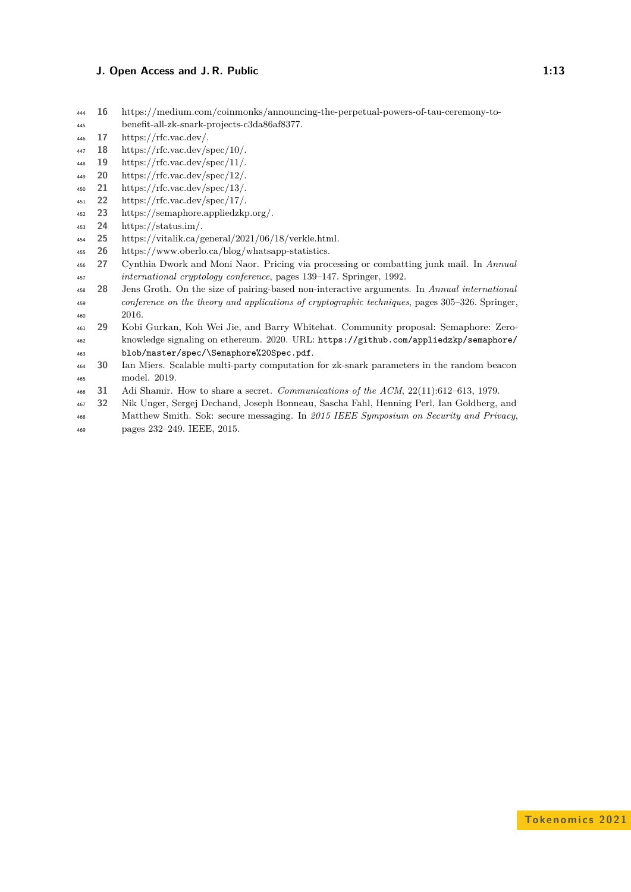16 https://medium.com/coinmonks/announcing-the-perpetual-powers-of-tau-ceremony-to-benefit-all-zk-snark-projects-c3da86af8377.

17 https://rfc.vac.dev/.

18 https://rfc.vac.dev/spec/10/.

19 https://rfc.vac.dev/spec/11/.

20 https://rfc.vac.dev/spec/12/.

21 https://rfc.vac.dev/spec/13/.

22 https://rfc.vac.dev/spec/17/.

23 https://semaphore.appliedzkp.org/.

24 https://status.im/.

25 https://vitalik.ca/general/2021/06/18/verkle.html.

26 https://www.oberlo.ca/blog/whatsapp-statistics.

27 Cynthia Dwork and Moni Naor. Pricing via processing or combatting junk mail. In *Annual international cryptology conference*, pages 139–147. Springer, 1992.

28 Jens Groth. On the size of pairing-based non-interactive arguments. In *Annual international conference on the theory and applications of cryptographic techniques*, pages 305–326. Springer, 2016.

29 Kobi Gurkan, Koh Wei Jie, and Barry Whitehat. Community proposal: Semaphore: Zero-knowledge signaling on ethereum. 2020. URL: `https://github.com/appliedzkp/semaphore/blob/master/spec/\Semaphore%20Spec.pdf`.

30 Ian Miers. Scalable multi-party computation for zk-snark parameters in the random beacon model. 2019.

31 Adi Shamir. How to share a secret. *Communications of the ACM*, 22(11):612–613, 1979.

32 Nik Unger, Sergej Dechand, Joseph Bonneau, Sascha Fahl, Henning Perl, Ian Goldberg, and Matthew Smith. Sok: secure messaging. In *2015 IEEE Symposium on Security and Privacy*, pages 232–249. IEEE, 2015.